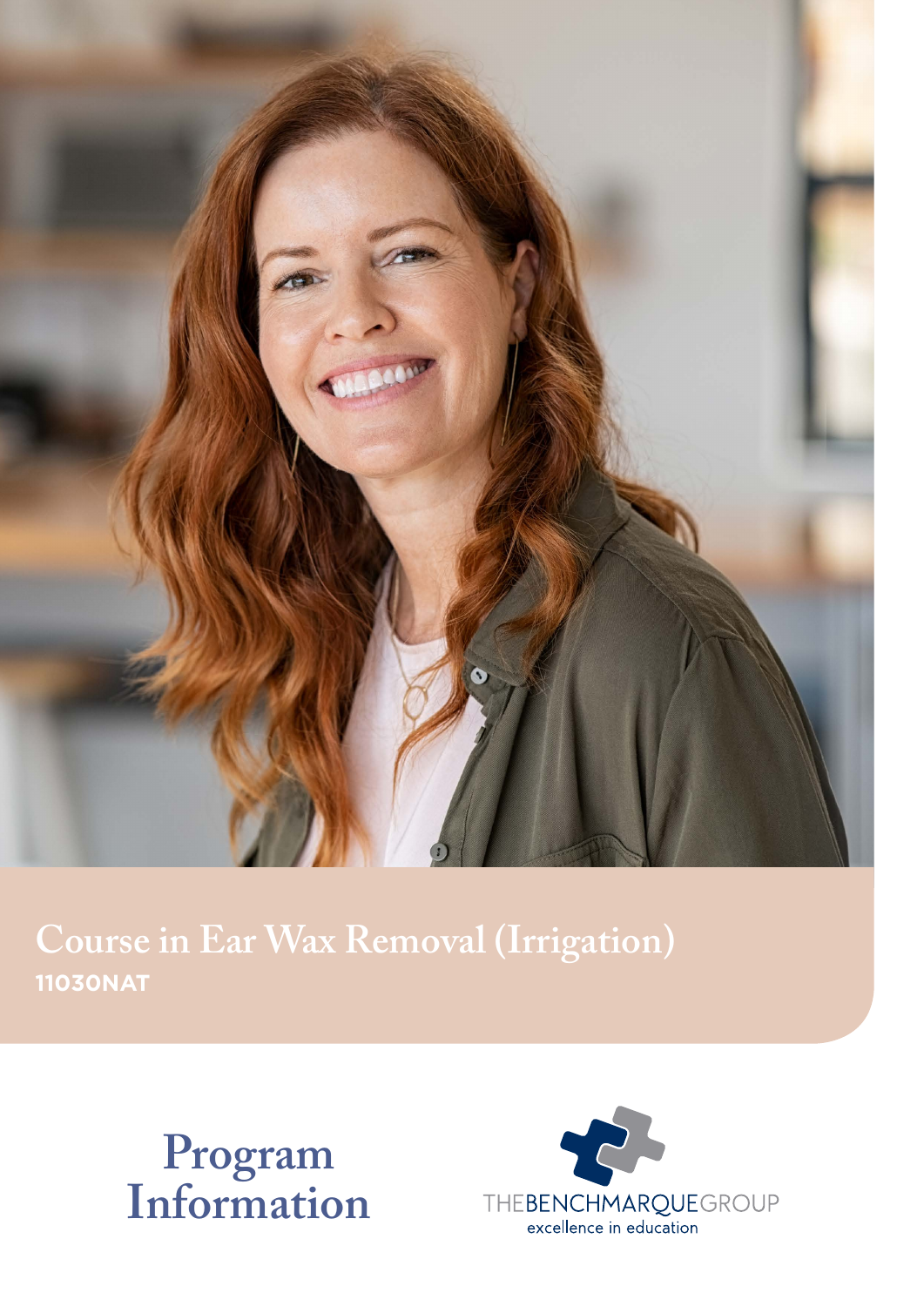# Course in Ear Wax Removal (Irrigation)

**11030NAT**

# Program Information

THEBENCHMARQUEGROUP
excellence in education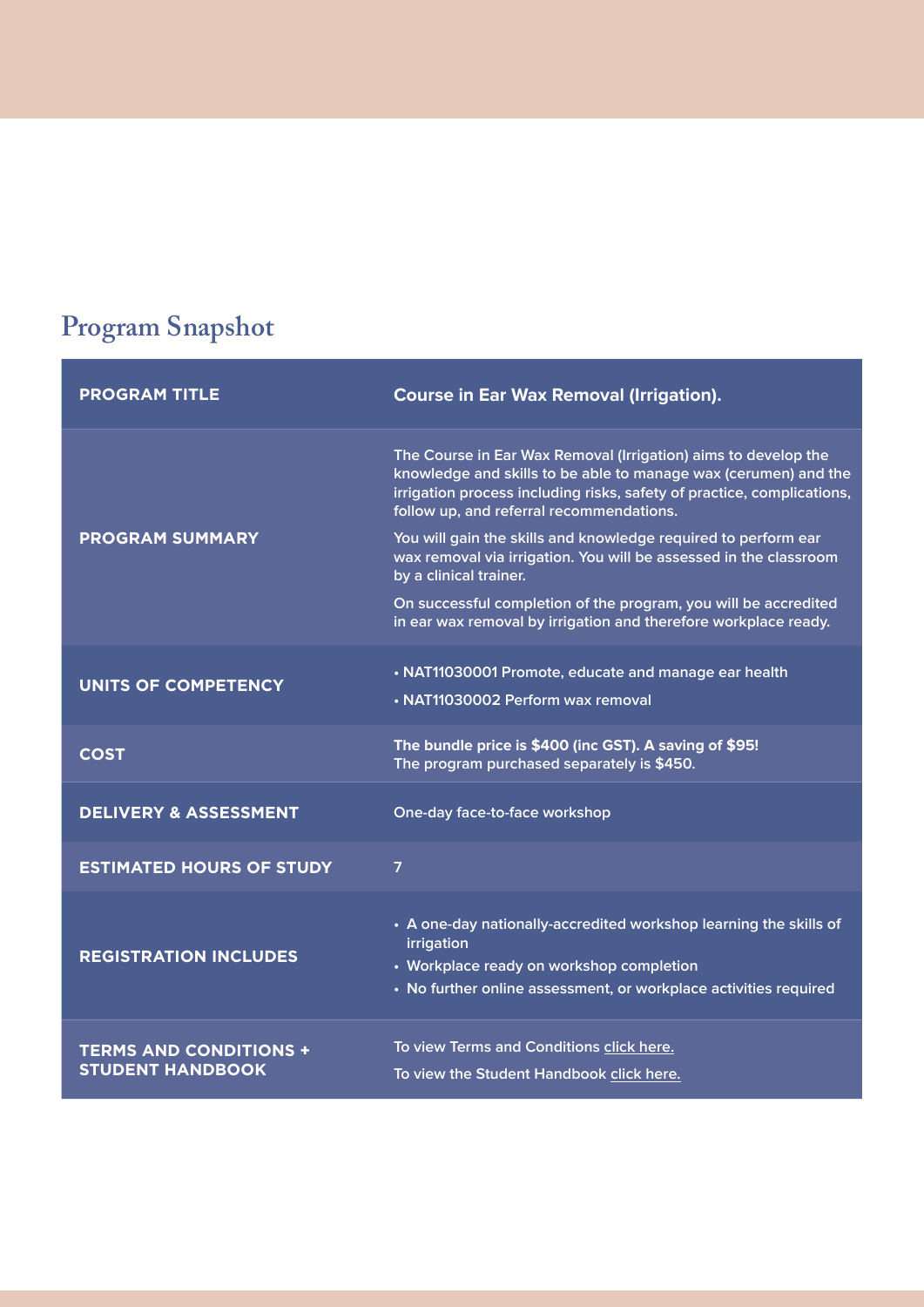## Program Snapshot

| | |
|---|---|
| **PROGRAM TITLE** | **Course in Ear Wax Removal (Irrigation).** |
| **PROGRAM SUMMARY** | The Course in Ear Wax Removal (Irrigation) aims to develop the knowledge and skills to be able to manage wax (cerumen) and the irrigation process including risks, safety of practice, complications, follow up, and referral recommendations.<br><br>You will gain the skills and knowledge required to perform ear wax removal via irrigation. You will be assessed in the classroom by a clinical trainer.<br><br>On successful completion of the program, you will be accredited in ear wax removal by irrigation and therefore workplace ready. |
| **UNITS OF COMPETENCY** | • NAT11030001 Promote, educate and manage ear health<br>• NAT11030002 Perform wax removal |
| **COST** | **The bundle price is $400 (inc GST). A saving of $95!**<br>The program purchased separately is $450. |
| **DELIVERY & ASSESSMENT** | One-day face-to-face workshop |
| **ESTIMATED HOURS OF STUDY** | 7 |
| **REGISTRATION INCLUDES** | • A one-day nationally-accredited workshop learning the skills of irrigation<br>• Workplace ready on workshop completion<br>• No further online assessment, or workplace activities required |
| **TERMS AND CONDITIONS + STUDENT HANDBOOK** | To view Terms and Conditions click here.<br>To view the Student Handbook click here. |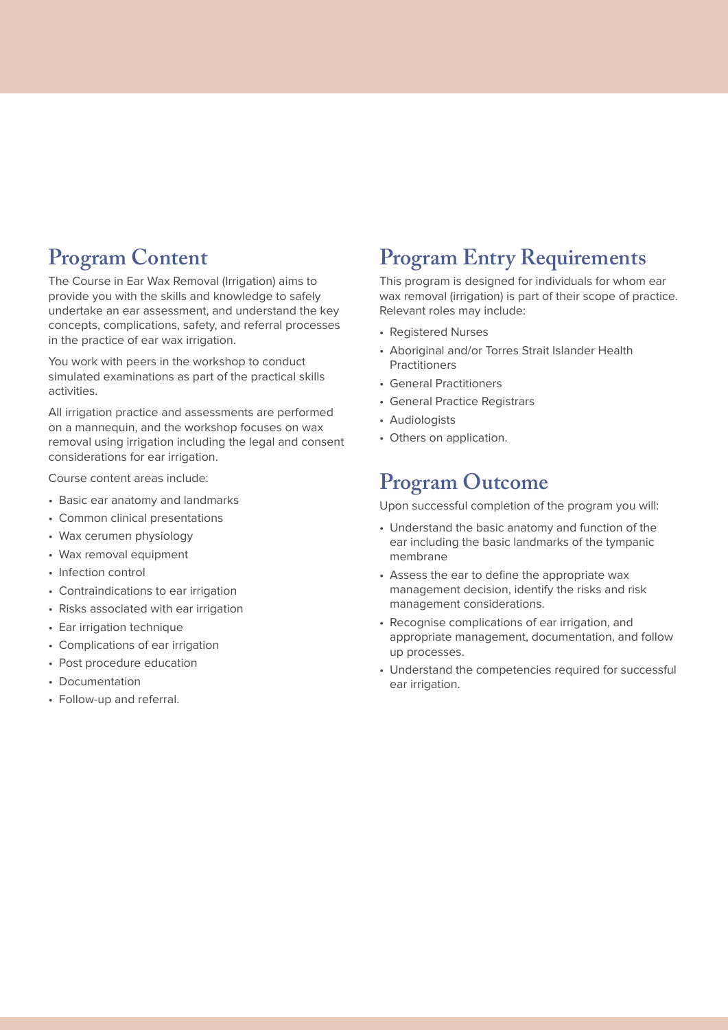## Program Content

The Course in Ear Wax Removal (Irrigation) aims to provide you with the skills and knowledge to safely undertake an ear assessment, and understand the key concepts, complications, safety, and referral processes in the practice of ear wax irrigation.

You work with peers in the workshop to conduct simulated examinations as part of the practical skills activities.

All irrigation practice and assessments are performed on a mannequin, and the workshop focuses on wax removal using irrigation including the legal and consent considerations for ear irrigation.

Course content areas include:

- Basic ear anatomy and landmarks
- Common clinical presentations
- Wax cerumen physiology
- Wax removal equipment
- Infection control
- Contraindications to ear irrigation
- Risks associated with ear irrigation
- Ear irrigation technique
- Complications of ear irrigation
- Post procedure education
- Documentation
- Follow-up and referral.

## Program Entry Requirements

This program is designed for individuals for whom ear wax removal (irrigation) is part of their scope of practice. Relevant roles may include:

- Registered Nurses
- Aboriginal and/or Torres Strait Islander Health Practitioners
- General Practitioners
- General Practice Registrars
- Audiologists
- Others on application.

## Program Outcome

Upon successful completion of the program you will:

- Understand the basic anatomy and function of the ear including the basic landmarks of the tympanic membrane
- Assess the ear to define the appropriate wax management decision, identify the risks and risk management considerations.
- Recognise complications of ear irrigation, and appropriate management, documentation, and follow up processes.
- Understand the competencies required for successful ear irrigation.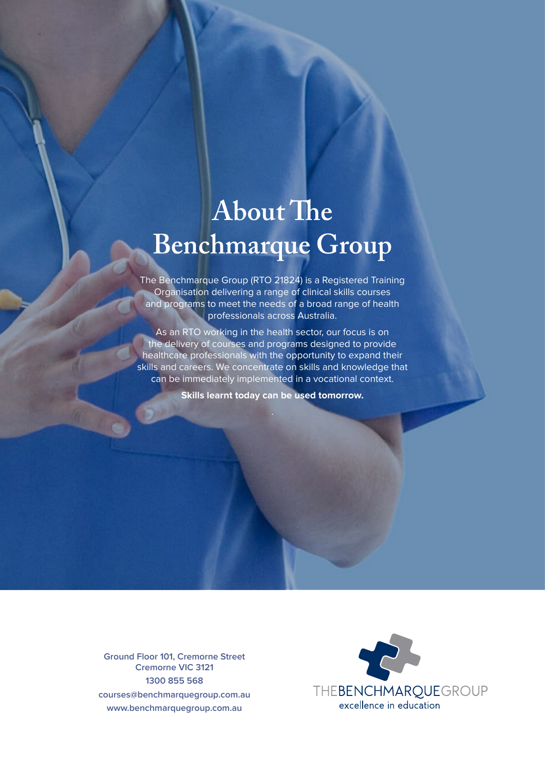# About The Benchmarque Group

The Benchmarque Group (RTO 21824) is a Registered Training Organisation delivering a range of clinical skills courses and programs to meet the needs of a broad range of health professionals across Australia.

As an RTO working in the health sector, our focus is on the delivery of courses and programs designed to provide healthcare professionals with the opportunity to expand their skills and careers. We concentrate on skills and knowledge that can be immediately implemented in a vocational context.

**Skills learnt today can be used tomorrow.**

Ground Floor 101, Cremorne Street
Cremorne VIC 3121
1300 855 568
courses@benchmarquegroup.com.au
www.benchmarquegroup.com.au

THEBENCHMARQUEGROUP
excellence in education